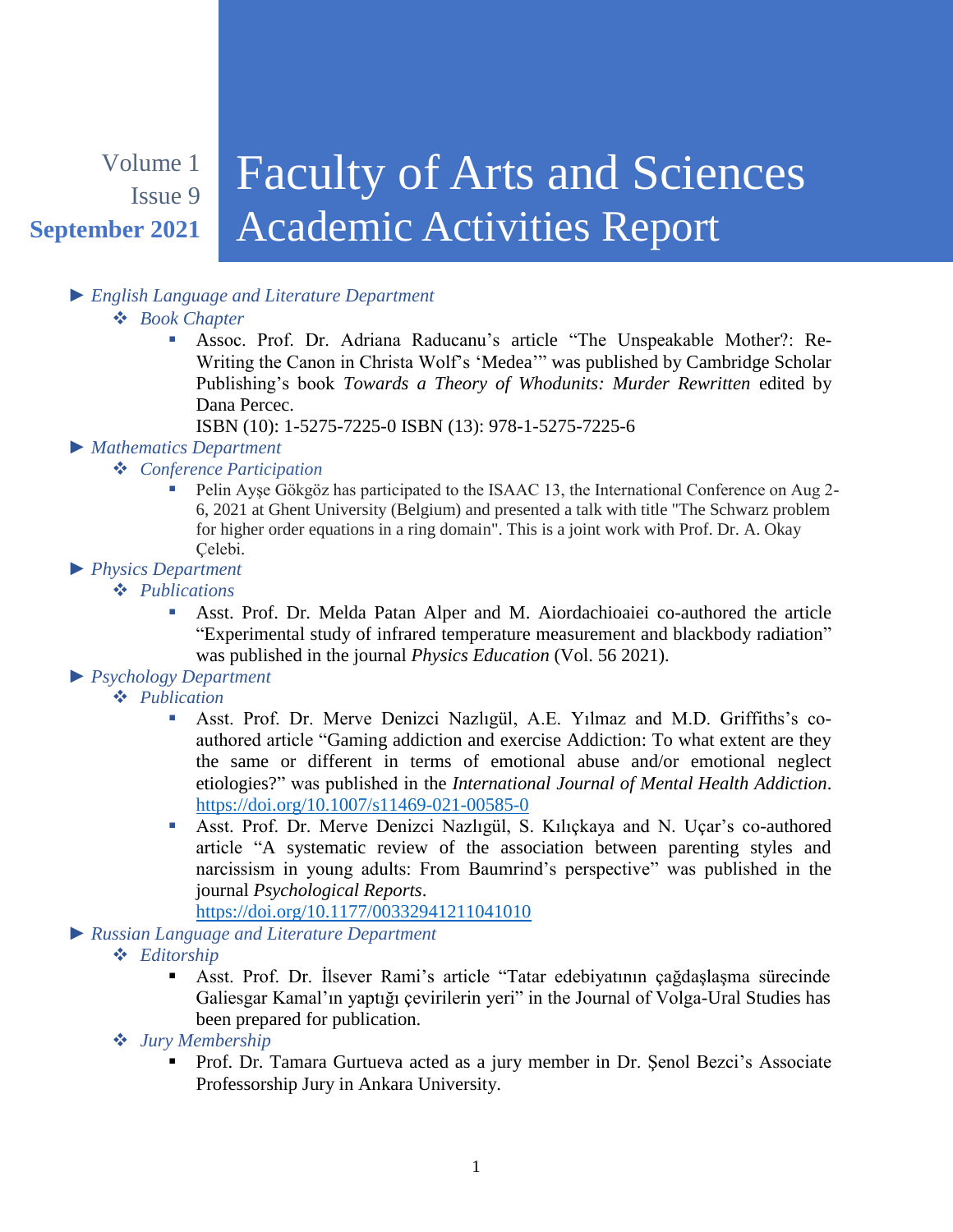Volume 1
Issue 9
**September 2021**

# Faculty of Arts and Sciences Academic Activities Report

- *English Language and Literature Department*
  - *Book Chapter*
    - Assoc. Prof. Dr. Adriana Raducanu's article "The Unspeakable Mother?: Re-Writing the Canon in Christa Wolf's 'Medea'" was published by Cambridge Scholar Publishing's book *Towards a Theory of Whodunits: Murder Rewritten* edited by Dana Percec.
      ISBN (10): 1-5275-7225-0 ISBN (13): 978-1-5275-7225-6
- *Mathematics Department*
  - *Conference Participation*
    - Pelin Ayşe Gökgöz has participated to the ISAAC 13, the International Conference on Aug 2-6, 2021 at Ghent University (Belgium) and presented a talk with title "The Schwarz problem for higher order equations in a ring domain". This is a joint work with Prof. Dr. A. Okay Çelebi.
- *Physics Department*
  - *Publications*
    - Asst. Prof. Dr. Melda Patan Alper and M. Aiordachioaiei co-authored the article "Experimental study of infrared temperature measurement and blackbody radiation" was published in the journal *Physics Education* (Vol. 56 2021).
- *Psychology Department*
  - *Publication*
    - Asst. Prof. Dr. Merve Denizci Nazlıgül, A.E. Yılmaz and M.D. Griffiths's co-authored article "Gaming addiction and exercise Addiction: To what extent are they the same or different in terms of emotional abuse and/or emotional neglect etiologies?" was published in the *International Journal of Mental Health Addiction*.
      https://doi.org/10.1007/s11469-021-00585-0
    - Asst. Prof. Dr. Merve Denizci Nazlıgül, S. Kılıçkaya and N. Uçar's co-authored article "A systematic review of the association between parenting styles and narcissism in young adults: From Baumrind's perspective" was published in the journal *Psychological Reports*.
      https://doi.org/10.1177/00332941211041010
- *Russian Language and Literature Department*
  - *Editorship*
    - Asst. Prof. Dr. İlsever Rami's article "Tatar edebiyatının çağdaşlaşma sürecinde Galiesgar Kamal'ın yaptığı çevirilerin yeri" in the Journal of Volga-Ural Studies has been prepared for publication.
  - *Jury Membership*
    - Prof. Dr. Tamara Gurtueva acted as a jury member in Dr. Şenol Bezci's Associate Professorship Jury in Ankara University.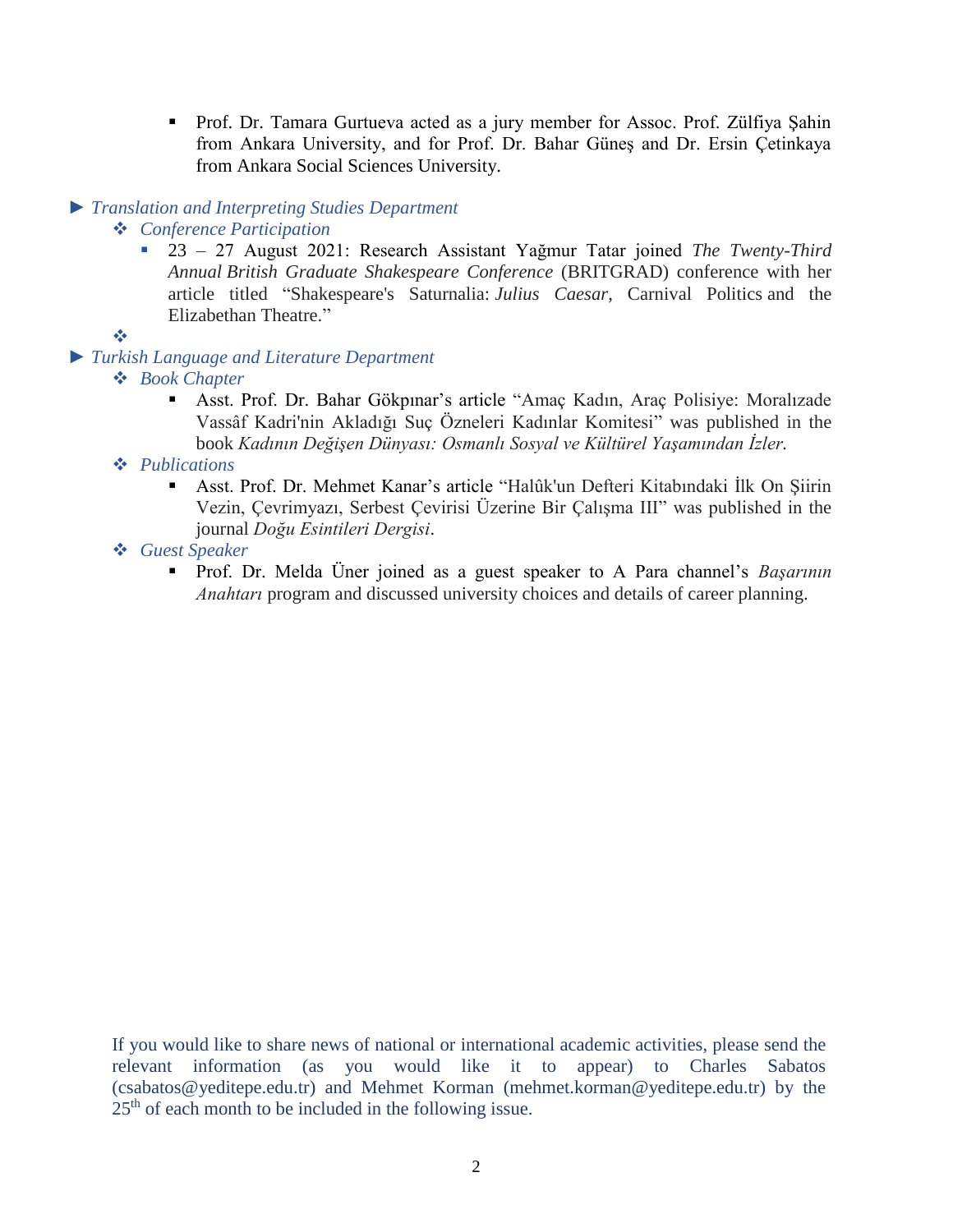- Prof. Dr. Tamara Gurtueva acted as a jury member for Assoc. Prof. Zülfiya Şahin from Ankara University, and for Prof. Dr. Bahar Güneş and Dr. Ersin Çetinkaya from Ankara Social Sciences University.

► *Translation and Interpreting Studies Department*

- *Conference Participation*
  - 23 – 27 August 2021: Research Assistant Yağmur Tatar joined *The Twenty-Third Annual British Graduate Shakespeare Conference* (BRITGRAD) conference with her article titled "Shakespeare's Saturnalia: *Julius Caesar*, Carnival Politics and the Elizabethan Theatre."

► *Turkish Language and Literature Department*

- *Book Chapter*
  - Asst. Prof. Dr. Bahar Gökpınar's article "Amaç Kadın, Araç Polisiye: Moralızade Vassâf Kadri'nin Akladığı Suç Özneleri Kadınlar Komitesi" was published in the book *Kadının Değişen Dünyası: Osmanlı Sosyal ve Kültürel Yaşamından İzler.*
- *Publications*
  - Asst. Prof. Dr. Mehmet Kanar's article "Halûk'un Defteri Kitabındaki İlk On Şiirin Vezin, Çevrimyazı, Serbest Çevirisi Üzerine Bir Çalışma III" was published in the journal *Doğu Esintileri Dergisi*.
- *Guest Speaker*
  - Prof. Dr. Melda Üner joined as a guest speaker to A Para channel's *Başarının Anahtarı* program and discussed university choices and details of career planning.

If you would like to share news of national or international academic activities, please send the relevant information (as you would like it to appear) to Charles Sabatos (csabatos@yeditepe.edu.tr) and Mehmet Korman (mehmet.korman@yeditepe.edu.tr) by the 25th of each month to be included in the following issue.